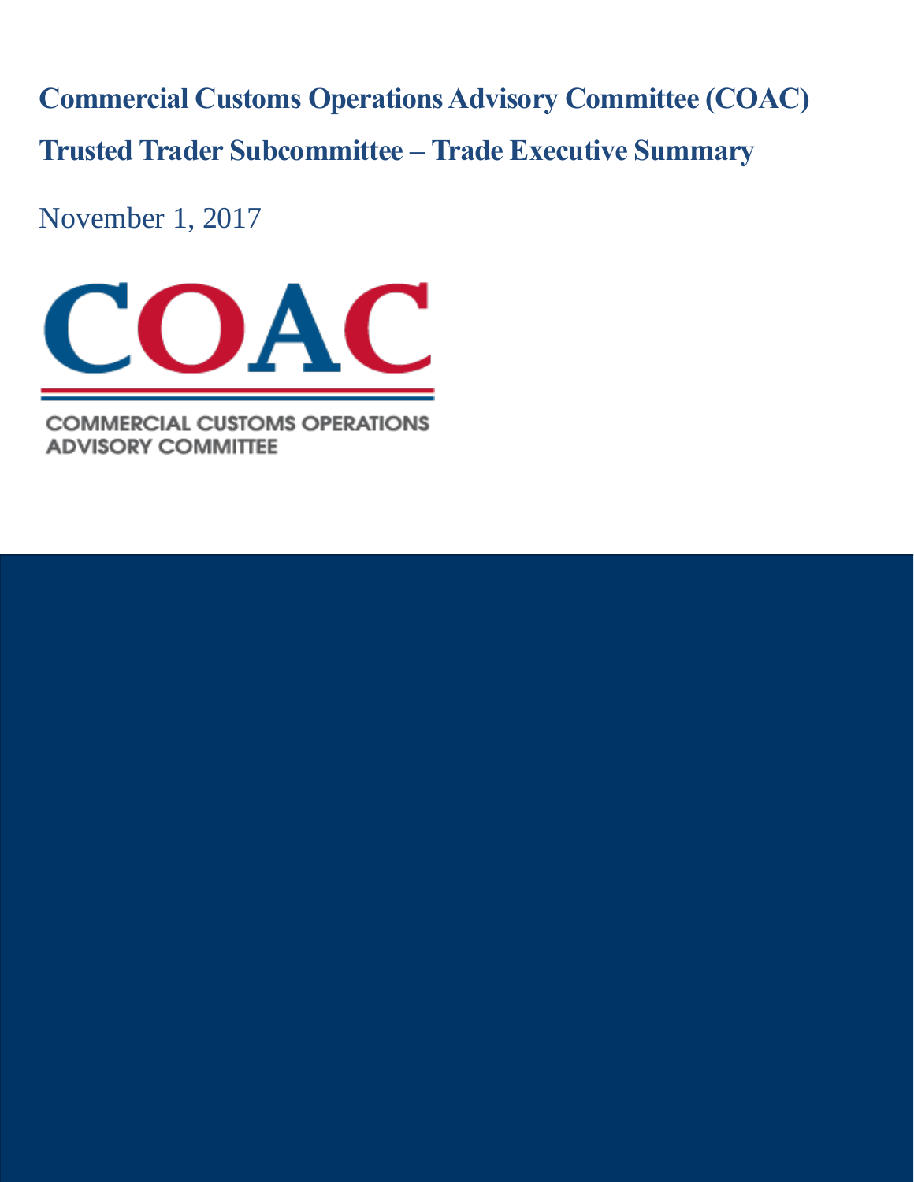# Commercial Customs Operations Advisory Committee (COAC)

## Trusted Trader Subcommittee – Trade Executive Summary

November 1, 2017

COAC

COMMERCIAL CUSTOMS OPERATIONS ADVISORY COMMITTEE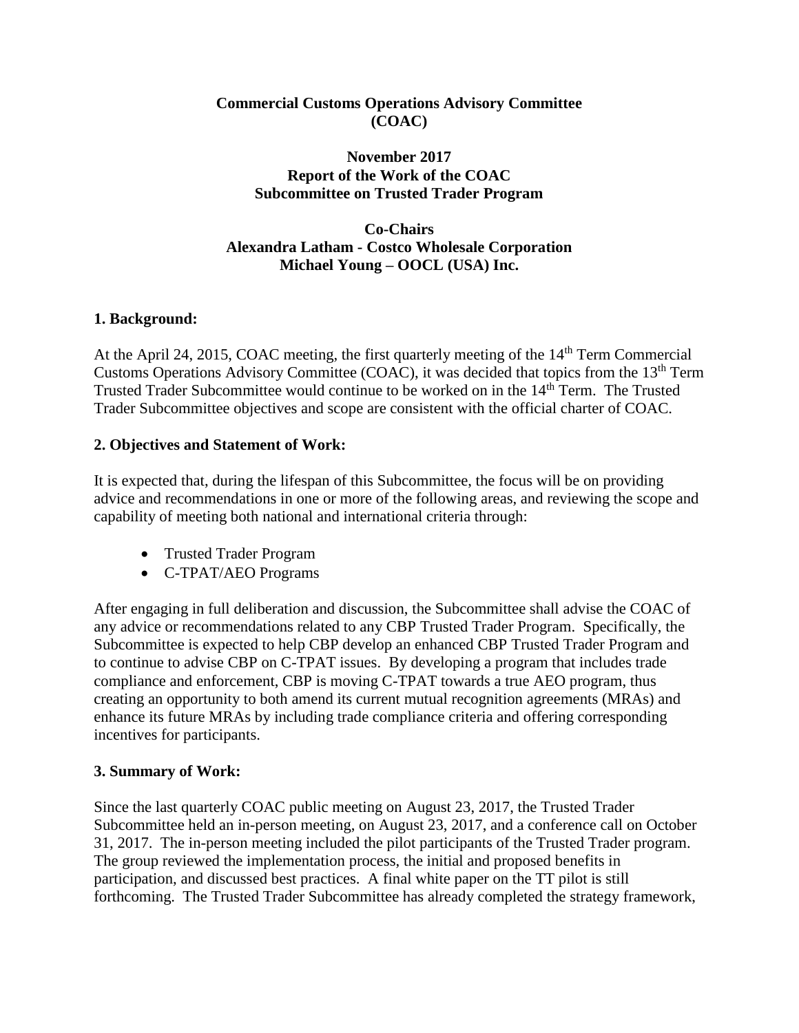**Commercial Customs Operations Advisory Committee (COAC)**

**November 2017**
**Report of the Work of the COAC**
**Subcommittee on Trusted Trader Program**

**Co-Chairs**
**Alexandra Latham - Costco Wholesale Corporation**
**Michael Young – OOCL (USA) Inc.**

## 1. Background:

At the April 24, 2015, COAC meeting, the first quarterly meeting of the 14th Term Commercial Customs Operations Advisory Committee (COAC), it was decided that topics from the 13th Term Trusted Trader Subcommittee would continue to be worked on in the 14th Term. The Trusted Trader Subcommittee objectives and scope are consistent with the official charter of COAC.

## 2. Objectives and Statement of Work:

It is expected that, during the lifespan of this Subcommittee, the focus will be on providing advice and recommendations in one or more of the following areas, and reviewing the scope and capability of meeting both national and international criteria through:

- Trusted Trader Program
- C-TPAT/AEO Programs

After engaging in full deliberation and discussion, the Subcommittee shall advise the COAC of any advice or recommendations related to any CBP Trusted Trader Program. Specifically, the Subcommittee is expected to help CBP develop an enhanced CBP Trusted Trader Program and to continue to advise CBP on C-TPAT issues. By developing a program that includes trade compliance and enforcement, CBP is moving C-TPAT towards a true AEO program, thus creating an opportunity to both amend its current mutual recognition agreements (MRAs) and enhance its future MRAs by including trade compliance criteria and offering corresponding incentives for participants.

## 3. Summary of Work:

Since the last quarterly COAC public meeting on August 23, 2017, the Trusted Trader Subcommittee held an in-person meeting, on August 23, 2017, and a conference call on October 31, 2017. The in-person meeting included the pilot participants of the Trusted Trader program. The group reviewed the implementation process, the initial and proposed benefits in participation, and discussed best practices. A final white paper on the TT pilot is still forthcoming. The Trusted Trader Subcommittee has already completed the strategy framework,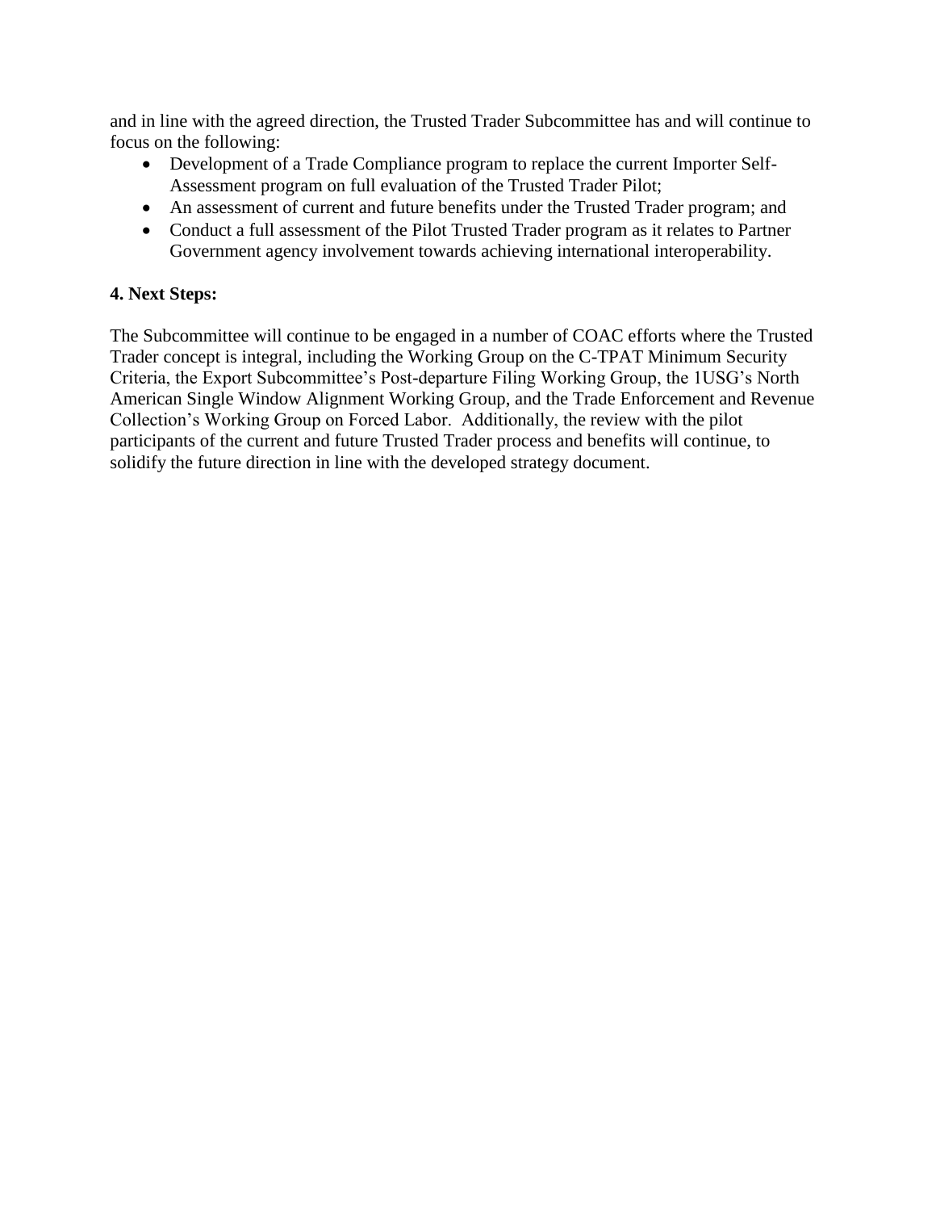and in line with the agreed direction, the Trusted Trader Subcommittee has and will continue to focus on the following:

- Development of a Trade Compliance program to replace the current Importer Self-Assessment program on full evaluation of the Trusted Trader Pilot;
- An assessment of current and future benefits under the Trusted Trader program; and
- Conduct a full assessment of the Pilot Trusted Trader program as it relates to Partner Government agency involvement towards achieving international interoperability.

**4. Next Steps:**

The Subcommittee will continue to be engaged in a number of COAC efforts where the Trusted Trader concept is integral, including the Working Group on the C-TPAT Minimum Security Criteria, the Export Subcommittee's Post-departure Filing Working Group, the 1USG's North American Single Window Alignment Working Group, and the Trade Enforcement and Revenue Collection's Working Group on Forced Labor. Additionally, the review with the pilot participants of the current and future Trusted Trader process and benefits will continue, to solidify the future direction in line with the developed strategy document.